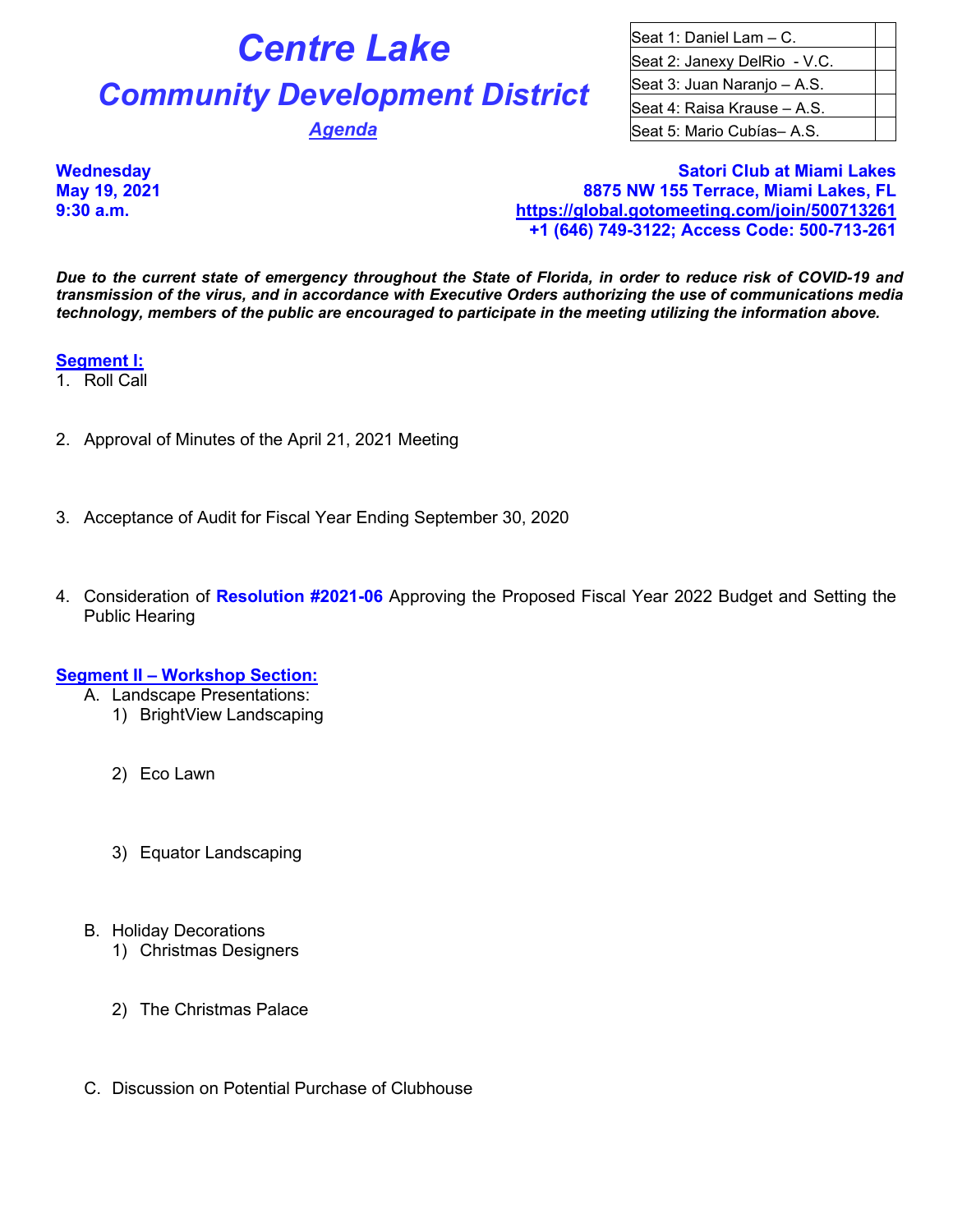# Centre Lake

# Community Development District

## Agenda

| Seat 1: Daniel Lam – C. | |
|---|---|
| Seat 2: Janexy DelRio - V.C. | |
| Seat 3: Juan Naranjo – A.S. | |
| Seat 4: Raisa Krause – A.S. | |
| Seat 5: Mario Cubías– A.S. | |

**Wednesday**
**May 19, 2021**
**9:30 a.m.**

**Satori Club at Miami Lakes**
**8875 NW 155 Terrace, Miami Lakes, FL**
**https://global.gotomeeting.com/join/500713261**
**+1 (646) 749-3122; Access Code: 500-713-261**

***Due to the current state of emergency throughout the State of Florida, in order to reduce risk of COVID-19 and transmission of the virus, and in accordance with Executive Orders authorizing the use of communications media technology, members of the public are encouraged to participate in the meeting utilizing the information above.***

**Segment I:**

1. Roll Call

2. Approval of Minutes of the April 21, 2021 Meeting

3. Acceptance of Audit for Fiscal Year Ending September 30, 2020

4. Consideration of **Resolution #2021-06** Approving the Proposed Fiscal Year 2022 Budget and Setting the Public Hearing

**Segment II – Workshop Section:**

A. Landscape Presentations:
   1) BrightView Landscaping
   2) Eco Lawn
   3) Equator Landscaping

B. Holiday Decorations
   1) Christmas Designers
   2) The Christmas Palace

C. Discussion on Potential Purchase of Clubhouse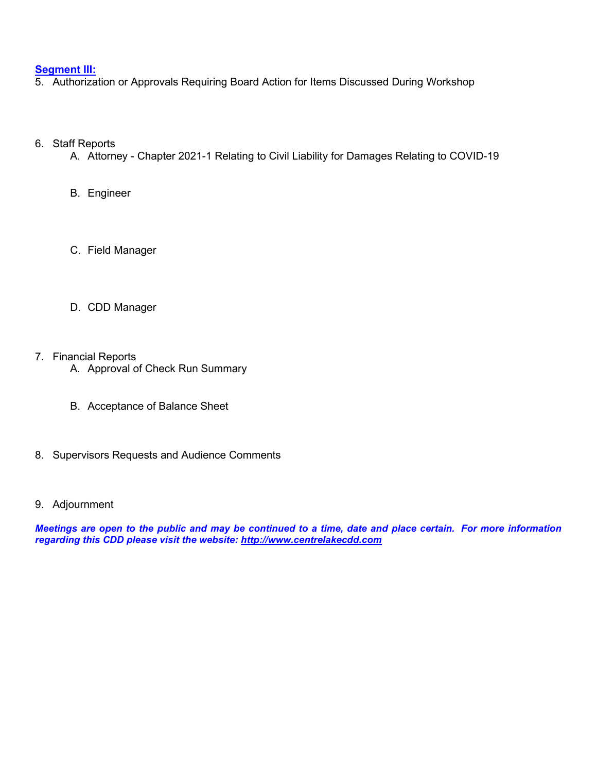**Segment III:**

5. Authorization or Approvals Requiring Board Action for Items Discussed During Workshop

6. Staff Reports
   A. Attorney - Chapter 2021-1 Relating to Civil Liability for Damages Relating to COVID-19

   B. Engineer

   C. Field Manager

   D. CDD Manager

7. Financial Reports
   A. Approval of Check Run Summary

   B. Acceptance of Balance Sheet

8. Supervisors Requests and Audience Comments

9. Adjournment

***Meetings are open to the public and may be continued to a time, date and place certain. For more information regarding this CDD please visit the website: http://www.centrelakecdd.com***